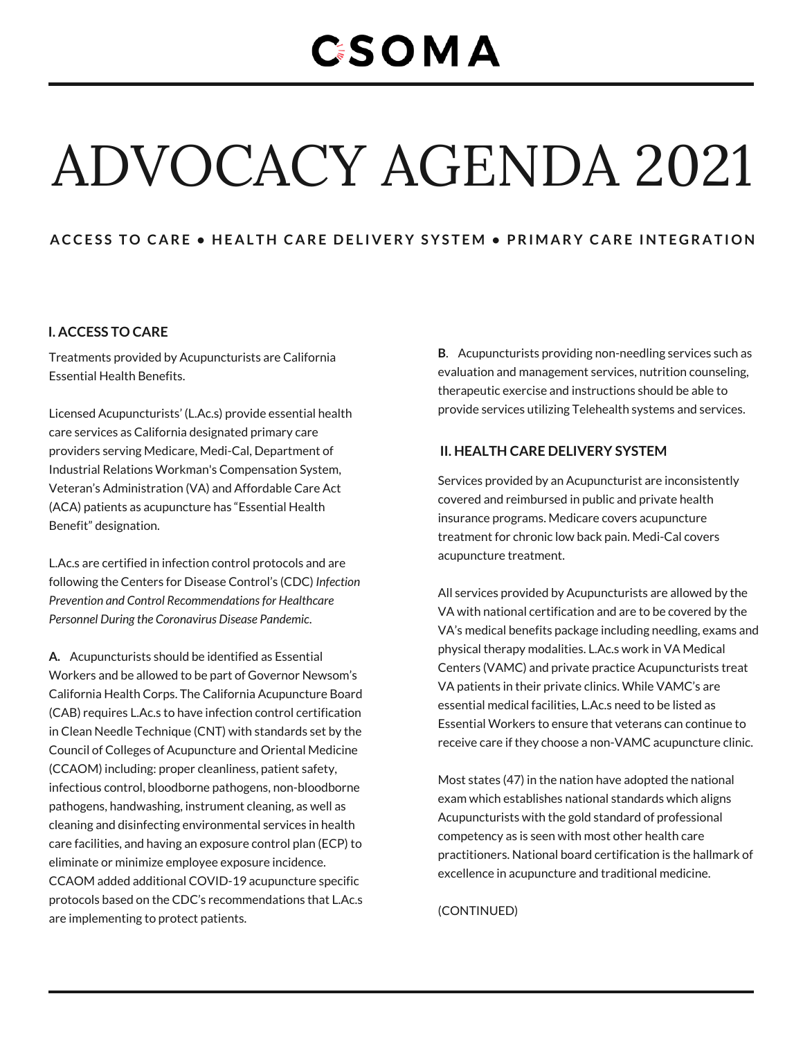# CSOMA

# ADVOCACY AGENDA 2021

**ACCESS TO CARE • HEALTH CARE DELIVERY SYSTEM • PRIMARY CARE INTEGRATION**

## I. ACCESS TO CARE

Treatments provided by Acupuncturists are California Essential Health Benefits.

Licensed Acupuncturists' (L.Ac.s) provide essential health care services as California designated primary care providers serving Medicare, Medi-Cal, Department of Industrial Relations Workman's Compensation System, Veteran's Administration (VA) and Affordable Care Act (ACA) patients as acupuncture has "Essential Health Benefit" designation.

L.Ac.s are certified in infection control protocols and are following the Centers for Disease Control's (CDC) *Infection Prevention and Control Recommendations for Healthcare Personnel During the Coronavirus Disease Pandemic*.

**A.** Acupuncturists should be identified as Essential Workers and be allowed to be part of Governor Newsom's California Health Corps. The California Acupuncture Board (CAB) requires L.Ac.s to have infection control certification in Clean Needle Technique (CNT) with standards set by the Council of Colleges of Acupuncture and Oriental Medicine (CCAOM) including: proper cleanliness, patient safety, infectious control, bloodborne pathogens, non-bloodborne pathogens, handwashing, instrument cleaning, as well as cleaning and disinfecting environmental services in health care facilities, and having an exposure control plan (ECP) to eliminate or minimize employee exposure incidence. CCAOM added additional COVID-19 acupuncture specific protocols based on the CDC's recommendations that L.Ac.s are implementing to protect patients.

**B**. Acupuncturists providing non-needling services such as evaluation and management services, nutrition counseling, therapeutic exercise and instructions should be able to provide services utilizing Telehealth systems and services.

## II. HEALTH CARE DELIVERY SYSTEM

Services provided by an Acupuncturist are inconsistently covered and reimbursed in public and private health insurance programs. Medicare covers acupuncture treatment for chronic low back pain. Medi-Cal covers acupuncture treatment.

All services provided by Acupuncturists are allowed by the VA with national certification and are to be covered by the VA's medical benefits package including needling, exams and physical therapy modalities. L.Ac.s work in VA Medical Centers (VAMC) and private practice Acupuncturists treat VA patients in their private clinics. While VAMC's are essential medical facilities, L.Ac.s need to be listed as Essential Workers to ensure that veterans can continue to receive care if they choose a non-VAMC acupuncture clinic.

Most states (47) in the nation have adopted the national exam which establishes national standards which aligns Acupuncturists with the gold standard of professional competency as is seen with most other health care practitioners. National board certification is the hallmark of excellence in acupuncture and traditional medicine.

(CONTINUED)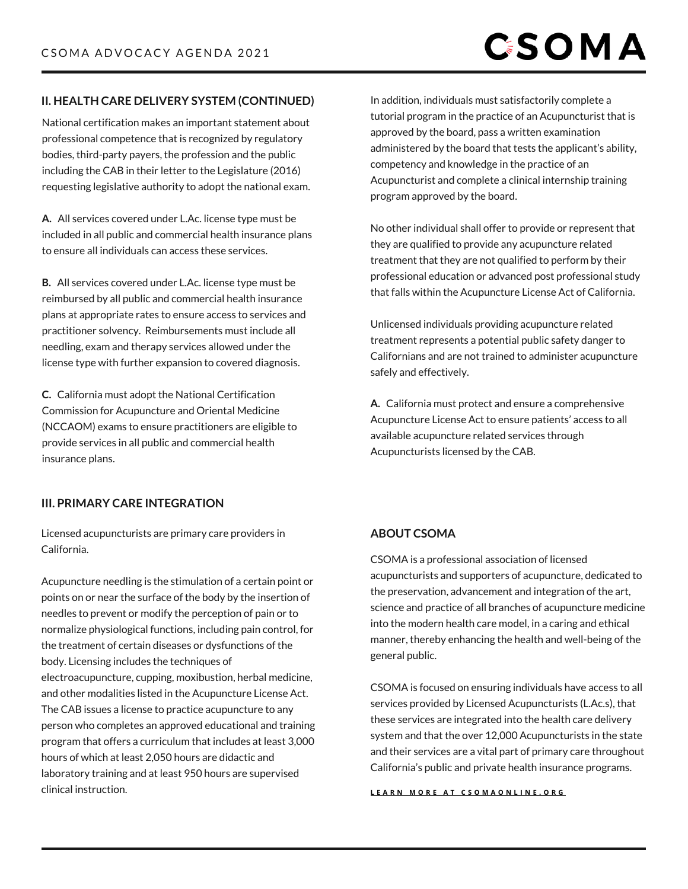## II. HEALTH CARE DELIVERY SYSTEM (CONTINUED)

National certification makes an important statement about professional competence that is recognized by regulatory bodies, third-party payers, the profession and the public including the CAB in their letter to the Legislature (2016) requesting legislative authority to adopt the national exam.

**A.** All services covered under L.Ac. license type must be included in all public and commercial health insurance plans to ensure all individuals can access these services.

**B.** All services covered under L.Ac. license type must be reimbursed by all public and commercial health insurance plans at appropriate rates to ensure access to services and practitioner solvency. Reimbursements must include all needling, exam and therapy services allowed under the license type with further expansion to covered diagnosis.

**C.** California must adopt the National Certification Commission for Acupuncture and Oriental Medicine (NCCAOM) exams to ensure practitioners are eligible to provide services in all public and commercial health insurance plans.

## III. PRIMARY CARE INTEGRATION

Licensed acupuncturists are primary care providers in California.

Acupuncture needling is the stimulation of a certain point or points on or near the surface of the body by the insertion of needles to prevent or modify the perception of pain or to normalize physiological functions, including pain control, for the treatment of certain diseases or dysfunctions of the body. Licensing includes the techniques of electroacupuncture, cupping, moxibustion, herbal medicine, and other modalities listed in the Acupuncture License Act. The CAB issues a license to practice acupuncture to any person who completes an approved educational and training program that offers a curriculum that includes at least 3,000 hours of which at least 2,050 hours are didactic and laboratory training and at least 950 hours are supervised clinical instruction.

In addition, individuals must satisfactorily complete a tutorial program in the practice of an Acupuncturist that is approved by the board, pass a written examination administered by the board that tests the applicant's ability, competency and knowledge in the practice of an Acupuncturist and complete a clinical internship training program approved by the board.

No other individual shall offer to provide or represent that they are qualified to provide any acupuncture related treatment that they are not qualified to perform by their professional education or advanced post professional study that falls within the Acupuncture License Act of California.

Unlicensed individuals providing acupuncture related treatment represents a potential public safety danger to Californians and are not trained to administer acupuncture safely and effectively.

**A.** California must protect and ensure a comprehensive Acupuncture License Act to ensure patients' access to all available acupuncture related services through Acupuncturists licensed by the CAB.

## ABOUT CSOMA

CSOMA is a professional association of licensed acupuncturists and supporters of acupuncture, dedicated to the preservation, advancement and integration of the art, science and practice of all branches of acupuncture medicine into the modern health care model, in a caring and ethical manner, thereby enhancing the health and well-being of the general public.

CSOMA is focused on ensuring individuals have access to all services provided by Licensed Acupuncturists (L.Ac.s), that these services are integrated into the health care delivery system and that the over 12,000 Acupuncturists in the state and their services are a vital part of primary care throughout California's public and private health insurance programs.

**LEARN MORE AT CSOMAONLINE.ORG**